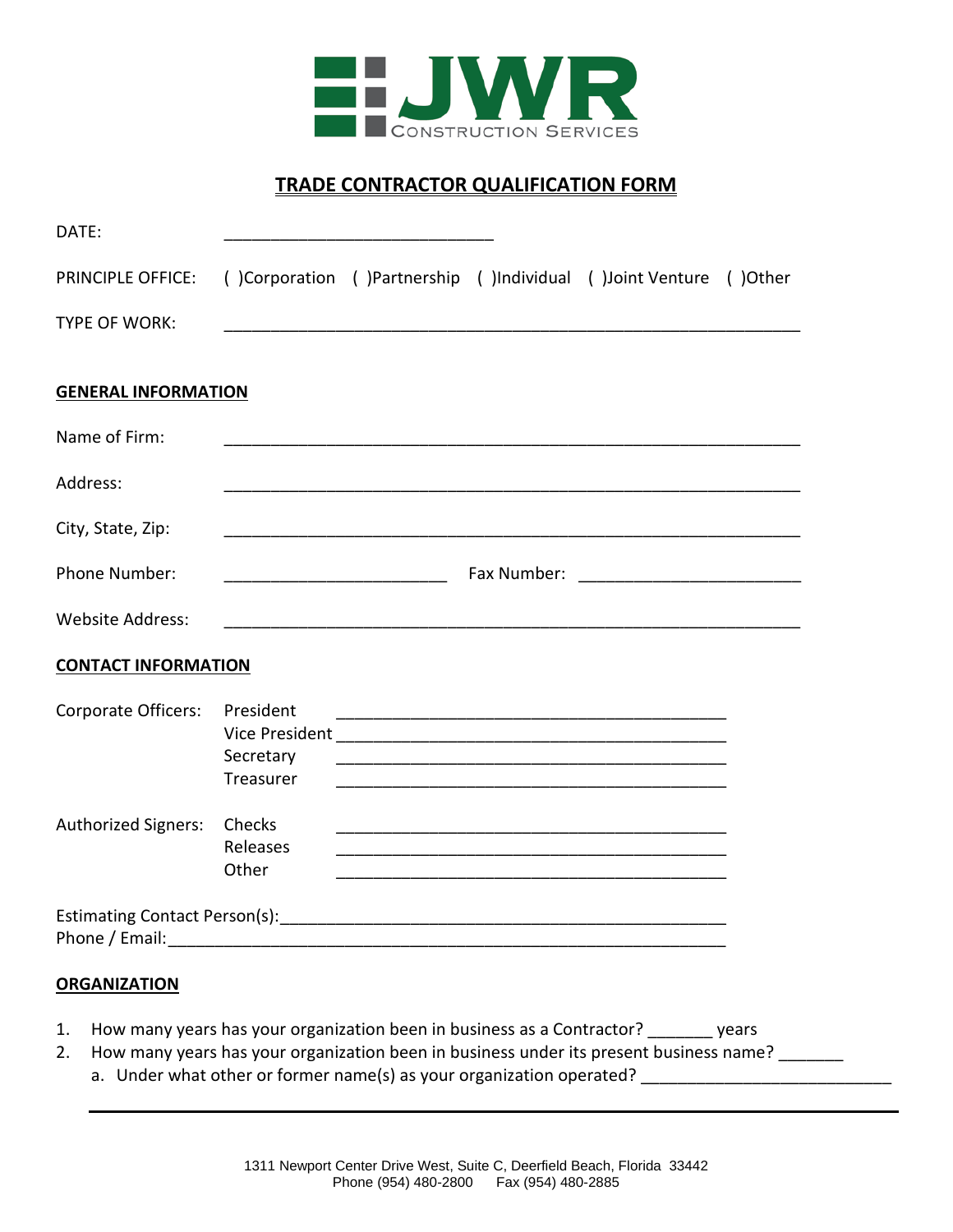JWR CONSTRUCTION SERVICES

# TRADE CONTRACTOR QUALIFICATION FORM

DATE: ______________________________

PRINCIPLE OFFICE: ( )Corporation ( )Partnership ( )Individual ( )Joint Venture ( )Other

TYPE OF WORK: ________________________________________________________________

## GENERAL INFORMATION

Name of Firm: ________________________________________________________________

Address: ________________________________________________________________

City, State, Zip: ________________________________________________________________

Phone Number: _________________________ Fax Number: _________________________

Website Address: ________________________________________________________________

## CONTACT INFORMATION

Corporate Officers:
- President ___________________________________________
- Vice President ___________________________________________
- Secretary ___________________________________________
- Treasurer ___________________________________________

Authorized Signers:
- Checks ___________________________________________
- Releases ___________________________________________
- Other ___________________________________________

Estimating Contact Person(s): ___________________________________________
Phone / Email: ___________________________________________

## ORGANIZATION

1. How many years has your organization been in business as a Contractor? _______ years
2. How many years has your organization been in business under its present business name? _______
   a. Under what other or former name(s) as your organization operated? ___________________________

---

1311 Newport Center Drive West, Suite C, Deerfield Beach, Florida 33442
Phone (954) 480-2800 Fax (954) 480-2885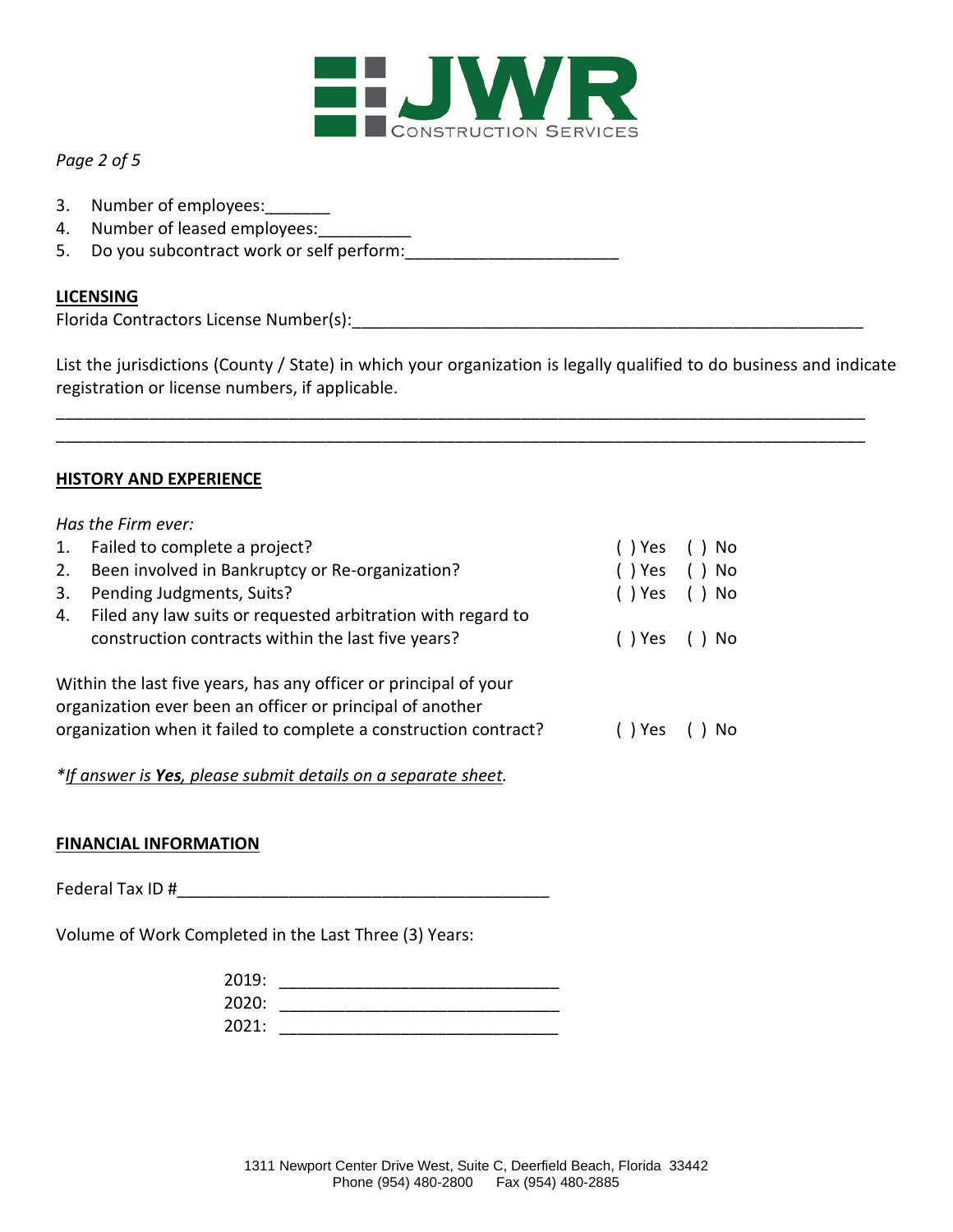3. Number of employees:_______
4. Number of leased employees:__________
5. Do you subcontract work or self perform:______________________

**LICENSING**

Florida Contractors License Number(s):________________________________________________________

List the jurisdictions (County / State) in which your organization is legally qualified to do business and indicate registration or license numbers, if applicable.

__________________________________________________________________________________________
__________________________________________________________________________________________

**HISTORY AND EXPERIENCE**

*Has the Firm ever:*

1. Failed to complete a project? ( ) Yes ( ) No
2. Been involved in Bankruptcy or Re-organization? ( ) Yes ( ) No
3. Pending Judgments, Suits? ( ) Yes ( ) No
4. Filed any law suits or requested arbitration with regard to construction contracts within the last five years? ( ) Yes ( ) No

Within the last five years, has any officer or principal of your organization ever been an officer or principal of another organization when it failed to complete a construction contract? ( ) Yes ( ) No

*\*If answer is **Yes**, please submit details on a separate sheet.*

**FINANCIAL INFORMATION**

Federal Tax ID #________________________________________

Volume of Work Completed in the Last Three (3) Years:

2019: ____________________________
2020: ____________________________
2021: ____________________________

1311 Newport Center Drive West, Suite C, Deerfield Beach, Florida 33442
Phone (954) 480-2800 Fax (954) 480-2885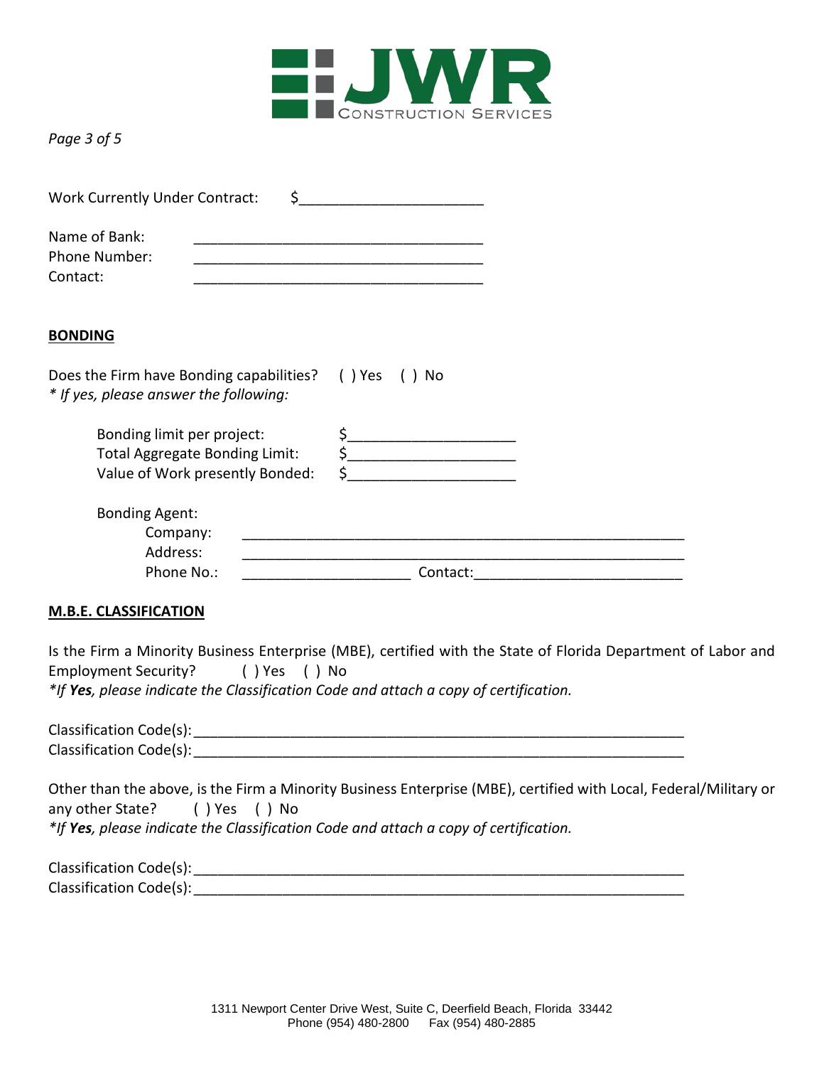Work Currently Under Contract: $______________________

Name of Bank: ___________________________________
Phone Number: ___________________________________
Contact: ___________________________________

## BONDING

Does the Firm have Bonding capabilities? ( ) Yes ( ) No
*\* If yes, please answer the following:*

Bonding limit per project: $____________________
Total Aggregate Bonding Limit: $____________________
Value of Work presently Bonded: $____________________

Bonding Agent:
Company: ________________________________________________________
Address: ________________________________________________________
Phone No.: ____________________ Contact:________________________

## M.B.E. CLASSIFICATION

Is the Firm a Minority Business Enterprise (MBE), certified with the State of Florida Department of Labor and Employment Security? ( ) Yes ( ) No
*\*If **Yes**, please indicate the Classification Code and attach a copy of certification.*

Classification Code(s):_______________________________________________________________
Classification Code(s):_______________________________________________________________

Other than the above, is the Firm a Minority Business Enterprise (MBE), certified with Local, Federal/Military or any other State? ( ) Yes ( ) No
*\*If **Yes**, please indicate the Classification Code and attach a copy of certification.*

Classification Code(s):_______________________________________________________________
Classification Code(s):_______________________________________________________________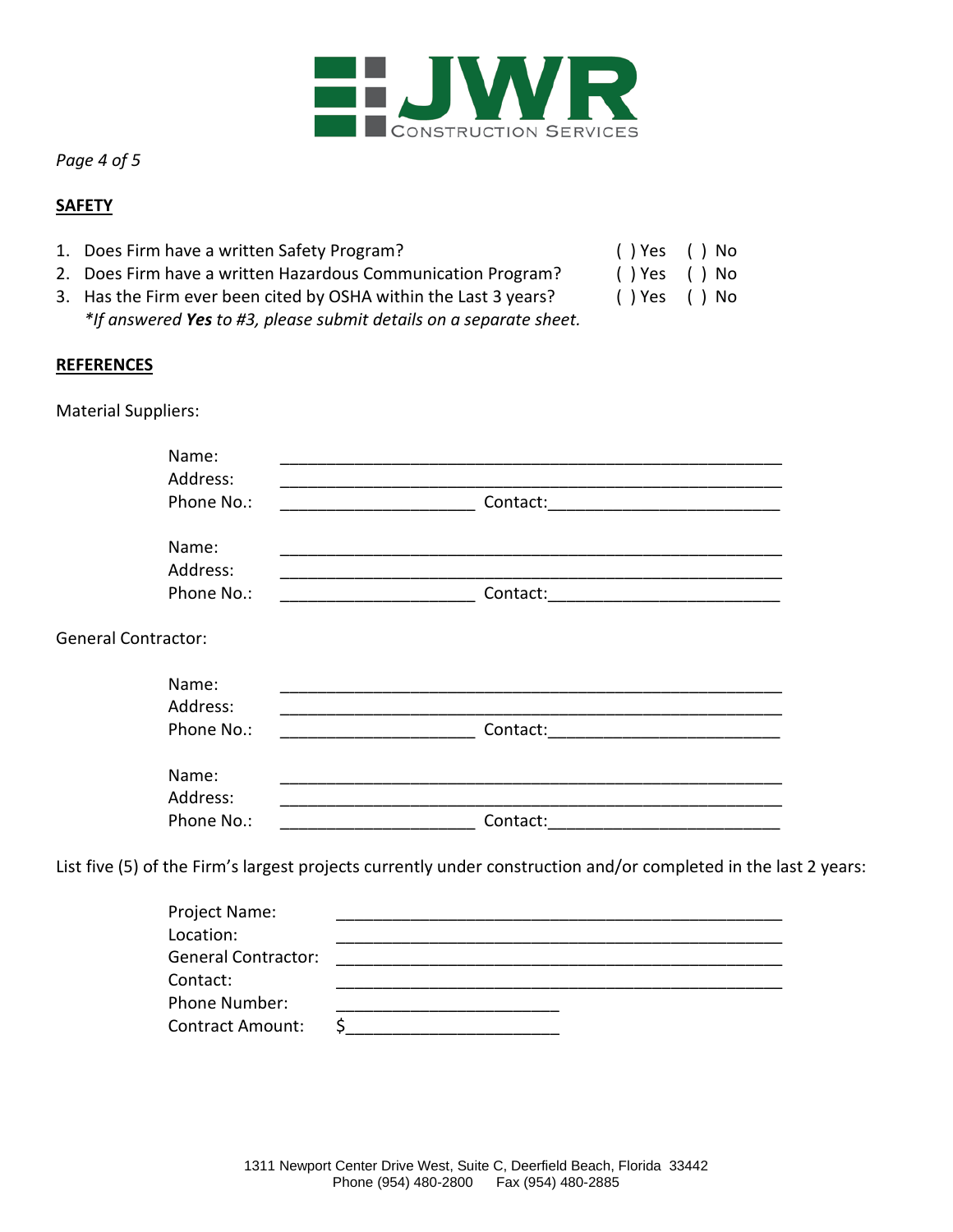*Page 4 of 5*

## SAFETY

1. Does Firm have a written Safety Program? ( ) Yes ( ) No
2. Does Firm have a written Hazardous Communication Program? ( ) Yes ( ) No
3. Has the Firm ever been cited by OSHA within the Last 3 years? ( ) Yes ( ) No

   *\*If answered **Yes** to #3, please submit details on a separate sheet.*

## REFERENCES

Material Suppliers:

Name: ______________________________________________________
Address: ______________________________________________________
Phone No.: ____________________ Contact: ________________________

Name: ______________________________________________________
Address: ______________________________________________________
Phone No.: ____________________ Contact: ________________________

General Contractor:

Name: ______________________________________________________
Address: ______________________________________________________
Phone No.: ____________________ Contact: ________________________

Name: ______________________________________________________
Address: ______________________________________________________
Phone No.: ____________________ Contact: ________________________

List five (5) of the Firm's largest projects currently under construction and/or completed in the last 2 years:

Project Name: ______________________________________________
Location: ______________________________________________
General Contractor: ______________________________________________
Contact: ______________________________________________
Phone Number: _______________________
Contract Amount: $______________________

1311 Newport Center Drive West, Suite C, Deerfield Beach, Florida 33442
Phone (954) 480-2800 Fax (954) 480-2885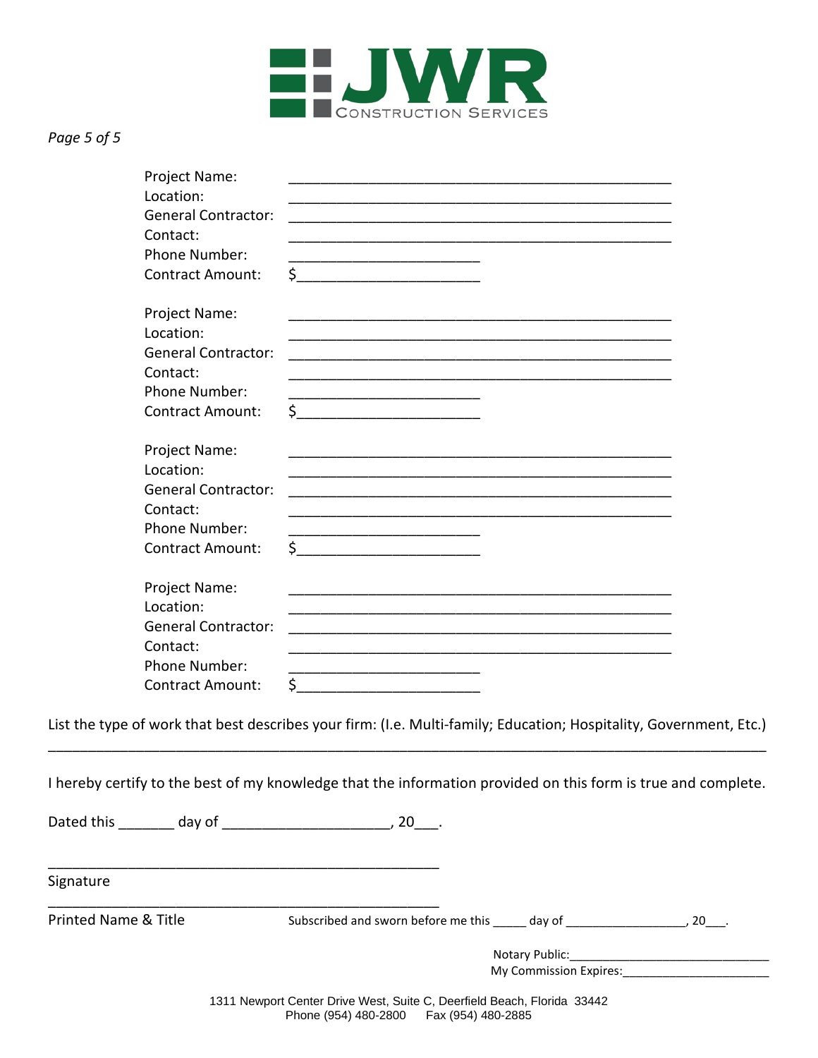JWR CONSTRUCTION SERVICES

*Page 5 of 5*

Project Name: ________________________________________________
Location: ________________________________________________
General Contractor: ________________________________________________
Contact: ________________________________________________
Phone Number: ________________________
Contract Amount: $______________________

Project Name: ________________________________________________
Location: ________________________________________________
General Contractor: ________________________________________________
Contact: ________________________________________________
Phone Number: ________________________
Contract Amount: $______________________

Project Name: ________________________________________________
Location: ________________________________________________
General Contractor: ________________________________________________
Contact: ________________________________________________
Phone Number: ________________________
Contract Amount: $______________________

Project Name: ________________________________________________
Location: ________________________________________________
General Contractor: ________________________________________________
Contact: ________________________________________________
Phone Number: ________________________
Contract Amount: $______________________

List the type of work that best describes your firm: (I.e. Multi-family; Education; Hospitality, Government, Etc.)
__________________________________________________________________________________________

I hereby certify to the best of my knowledge that the information provided on this form is true and complete.

Dated this _______ day of ____________________, 20___.

_________________________________________________
Signature

_________________________________________________
Printed Name & Title

Subscribed and sworn before me this _____ day of _________________, 20___.

Notary Public:______________________________
My Commission Expires:_____________________

1311 Newport Center Drive West, Suite C, Deerfield Beach, Florida 33442
Phone (954) 480-2800 Fax (954) 480-2885